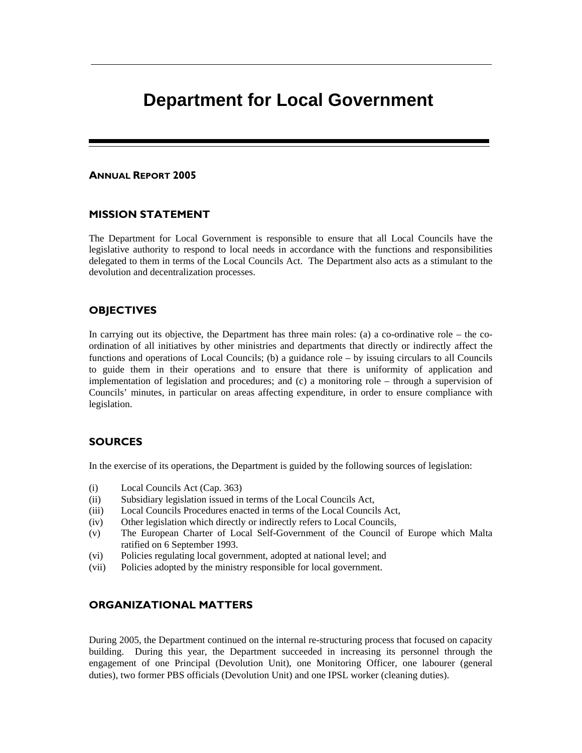# Department for Local Government

**ANNUAL REPORT 2005**

## MISSION STATEMENT

The Department for Local Government is responsible to ensure that all Local Councils have the legislative authority to respond to local needs in accordance with the functions and responsibilities delegated to them in terms of the Local Councils Act. The Department also acts as a stimulant to the devolution and decentralization processes.

## OBJECTIVES

In carrying out its objective, the Department has three main roles: (a) a co-ordinative role – the co-ordination of all initiatives by other ministries and departments that directly or indirectly affect the functions and operations of Local Councils; (b) a guidance role – by issuing circulars to all Councils to guide them in their operations and to ensure that there is uniformity of application and implementation of legislation and procedures; and (c) a monitoring role – through a supervision of Councils' minutes, in particular on areas affecting expenditure, in order to ensure compliance with legislation.

## SOURCES

In the exercise of its operations, the Department is guided by the following sources of legislation:

(i) Local Councils Act (Cap. 363)
(ii) Subsidiary legislation issued in terms of the Local Councils Act,
(iii) Local Councils Procedures enacted in terms of the Local Councils Act,
(iv) Other legislation which directly or indirectly refers to Local Councils,
(v) The European Charter of Local Self-Government of the Council of Europe which Malta ratified on 6 September 1993.
(vi) Policies regulating local government, adopted at national level; and
(vii) Policies adopted by the ministry responsible for local government.

## ORGANIZATIONAL MATTERS

During 2005, the Department continued on the internal re-structuring process that focused on capacity building. During this year, the Department succeeded in increasing its personnel through the engagement of one Principal (Devolution Unit), one Monitoring Officer, one labourer (general duties), two former PBS officials (Devolution Unit) and one IPSL worker (cleaning duties).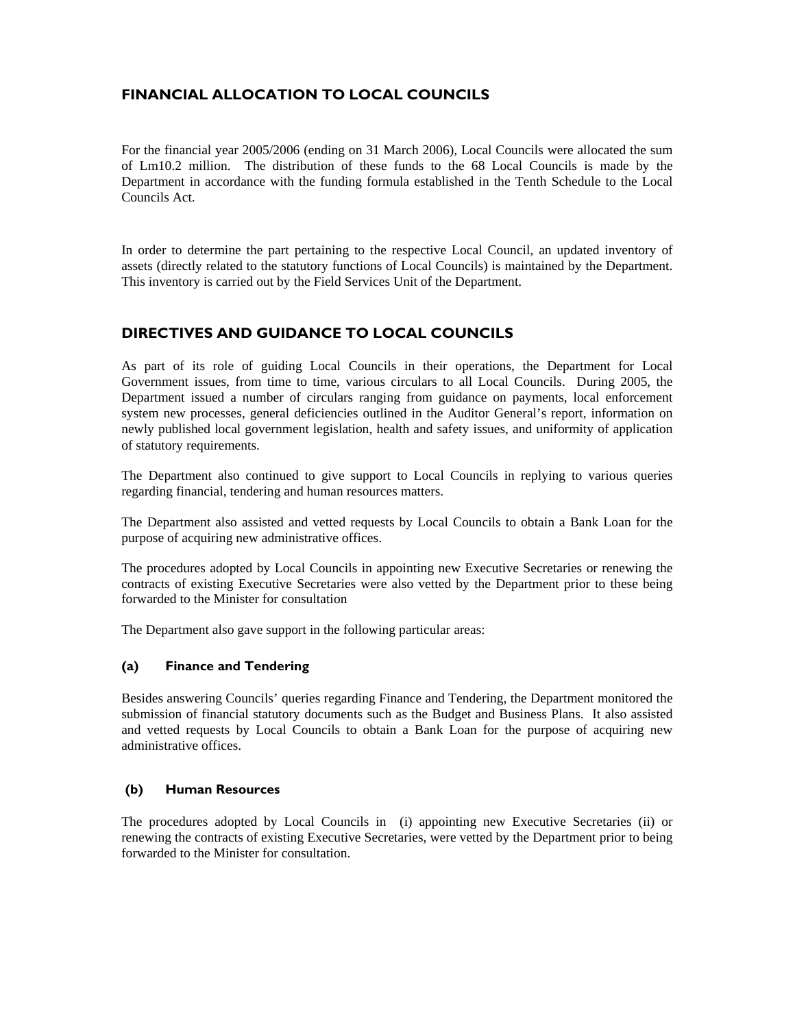## FINANCIAL ALLOCATION TO LOCAL COUNCILS

For the financial year 2005/2006 (ending on 31 March 2006), Local Councils were allocated the sum of Lm10.2 million. The distribution of these funds to the 68 Local Councils is made by the Department in accordance with the funding formula established in the Tenth Schedule to the Local Councils Act.

In order to determine the part pertaining to the respective Local Council, an updated inventory of assets (directly related to the statutory functions of Local Councils) is maintained by the Department. This inventory is carried out by the Field Services Unit of the Department.

## DIRECTIVES AND GUIDANCE TO LOCAL COUNCILS

As part of its role of guiding Local Councils in their operations, the Department for Local Government issues, from time to time, various circulars to all Local Councils. During 2005, the Department issued a number of circulars ranging from guidance on payments, local enforcement system new processes, general deficiencies outlined in the Auditor General's report, information on newly published local government legislation, health and safety issues, and uniformity of application of statutory requirements.

The Department also continued to give support to Local Councils in replying to various queries regarding financial, tendering and human resources matters.

The Department also assisted and vetted requests by Local Councils to obtain a Bank Loan for the purpose of acquiring new administrative offices.

The procedures adopted by Local Councils in appointing new Executive Secretaries or renewing the contracts of existing Executive Secretaries were also vetted by the Department prior to these being forwarded to the Minister for consultation

The Department also gave support in the following particular areas:

### (a) Finance and Tendering

Besides answering Councils' queries regarding Finance and Tendering, the Department monitored the submission of financial statutory documents such as the Budget and Business Plans. It also assisted and vetted requests by Local Councils to obtain a Bank Loan for the purpose of acquiring new administrative offices.

### (b) Human Resources

The procedures adopted by Local Councils in (i) appointing new Executive Secretaries (ii) or renewing the contracts of existing Executive Secretaries, were vetted by the Department prior to being forwarded to the Minister for consultation.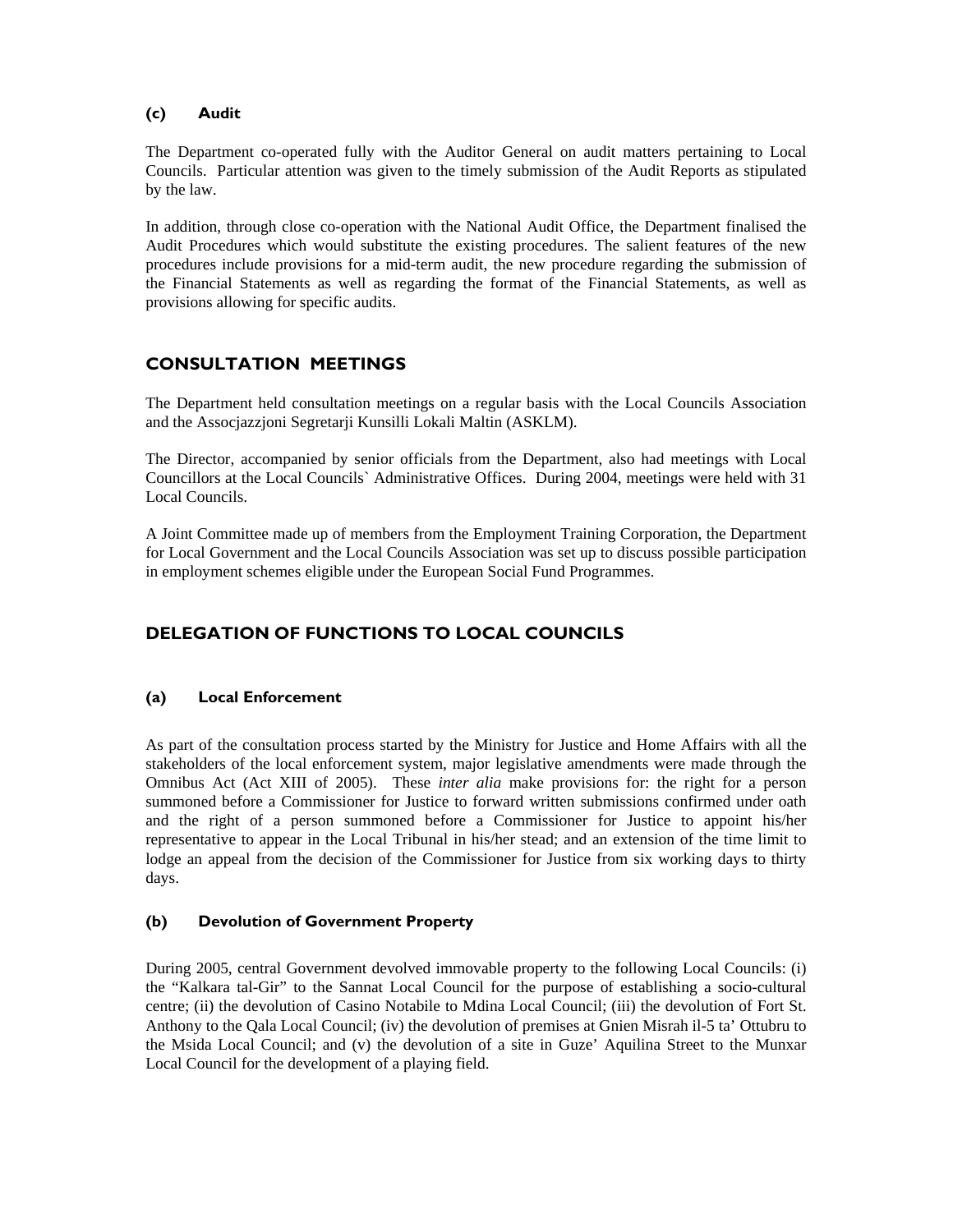### (c) Audit

The Department co-operated fully with the Auditor General on audit matters pertaining to Local Councils. Particular attention was given to the timely submission of the Audit Reports as stipulated by the law.

In addition, through close co-operation with the National Audit Office, the Department finalised the Audit Procedures which would substitute the existing procedures. The salient features of the new procedures include provisions for a mid-term audit, the new procedure regarding the submission of the Financial Statements as well as regarding the format of the Financial Statements, as well as provisions allowing for specific audits.

## CONSULTATION MEETINGS

The Department held consultation meetings on a regular basis with the Local Councils Association and the Assocjazzjoni Segretarji Kunsilli Lokali Maltin (ASKLM).

The Director, accompanied by senior officials from the Department, also had meetings with Local Councillors at the Local Councils` Administrative Offices. During 2004, meetings were held with 31 Local Councils.

A Joint Committee made up of members from the Employment Training Corporation, the Department for Local Government and the Local Councils Association was set up to discuss possible participation in employment schemes eligible under the European Social Fund Programmes.

## DELEGATION OF FUNCTIONS TO LOCAL COUNCILS

### (a) Local Enforcement

As part of the consultation process started by the Ministry for Justice and Home Affairs with all the stakeholders of the local enforcement system, major legislative amendments were made through the Omnibus Act (Act XIII of 2005). These *inter alia* make provisions for: the right for a person summoned before a Commissioner for Justice to forward written submissions confirmed under oath and the right of a person summoned before a Commissioner for Justice to appoint his/her representative to appear in the Local Tribunal in his/her stead; and an extension of the time limit to lodge an appeal from the decision of the Commissioner for Justice from six working days to thirty days.

### (b) Devolution of Government Property

During 2005, central Government devolved immovable property to the following Local Councils: (i) the "Kalkara tal-Gir" to the Sannat Local Council for the purpose of establishing a socio-cultural centre; (ii) the devolution of Casino Notabile to Mdina Local Council; (iii) the devolution of Fort St. Anthony to the Qala Local Council; (iv) the devolution of premises at Gnien Misrah il-5 ta' Ottubru to the Msida Local Council; and (v) the devolution of a site in Guze' Aquilina Street to the Munxar Local Council for the development of a playing field.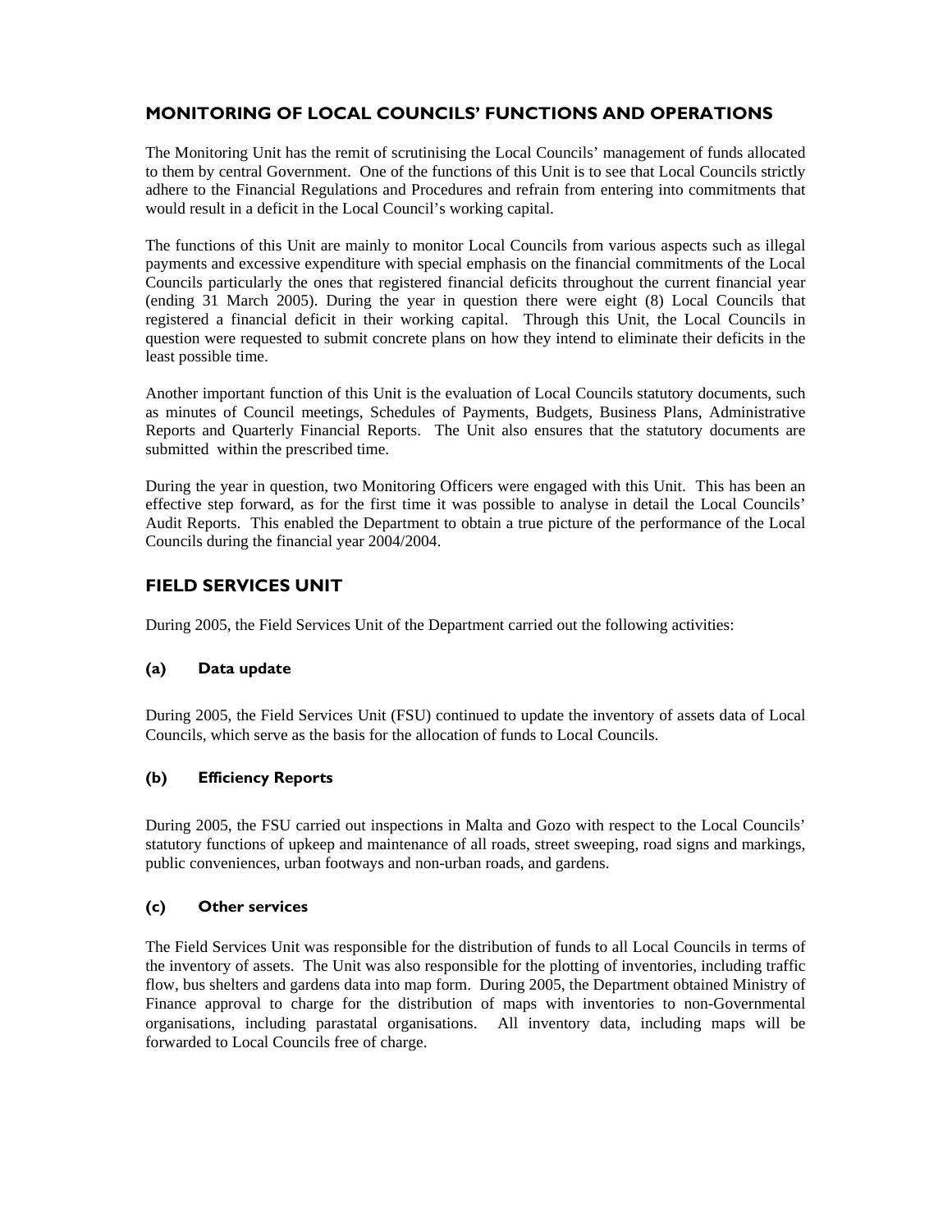## MONITORING OF LOCAL COUNCILS' FUNCTIONS AND OPERATIONS

The Monitoring Unit has the remit of scrutinising the Local Councils' management of funds allocated to them by central Government. One of the functions of this Unit is to see that Local Councils strictly adhere to the Financial Regulations and Procedures and refrain from entering into commitments that would result in a deficit in the Local Council's working capital.

The functions of this Unit are mainly to monitor Local Councils from various aspects such as illegal payments and excessive expenditure with special emphasis on the financial commitments of the Local Councils particularly the ones that registered financial deficits throughout the current financial year (ending 31 March 2005). During the year in question there were eight (8) Local Councils that registered a financial deficit in their working capital. Through this Unit, the Local Councils in question were requested to submit concrete plans on how they intend to eliminate their deficits in the least possible time.

Another important function of this Unit is the evaluation of Local Councils statutory documents, such as minutes of Council meetings, Schedules of Payments, Budgets, Business Plans, Administrative Reports and Quarterly Financial Reports. The Unit also ensures that the statutory documents are submitted within the prescribed time.

During the year in question, two Monitoring Officers were engaged with this Unit. This has been an effective step forward, as for the first time it was possible to analyse in detail the Local Councils' Audit Reports. This enabled the Department to obtain a true picture of the performance of the Local Councils during the financial year 2004/2004.

## FIELD SERVICES UNIT

During 2005, the Field Services Unit of the Department carried out the following activities:

### (a) Data update

During 2005, the Field Services Unit (FSU) continued to update the inventory of assets data of Local Councils, which serve as the basis for the allocation of funds to Local Councils.

### (b) Efficiency Reports

During 2005, the FSU carried out inspections in Malta and Gozo with respect to the Local Councils' statutory functions of upkeep and maintenance of all roads, street sweeping, road signs and markings, public conveniences, urban footways and non-urban roads, and gardens.

### (c) Other services

The Field Services Unit was responsible for the distribution of funds to all Local Councils in terms of the inventory of assets. The Unit was also responsible for the plotting of inventories, including traffic flow, bus shelters and gardens data into map form. During 2005, the Department obtained Ministry of Finance approval to charge for the distribution of maps with inventories to non-Governmental organisations, including parastatal organisations. All inventory data, including maps will be forwarded to Local Councils free of charge.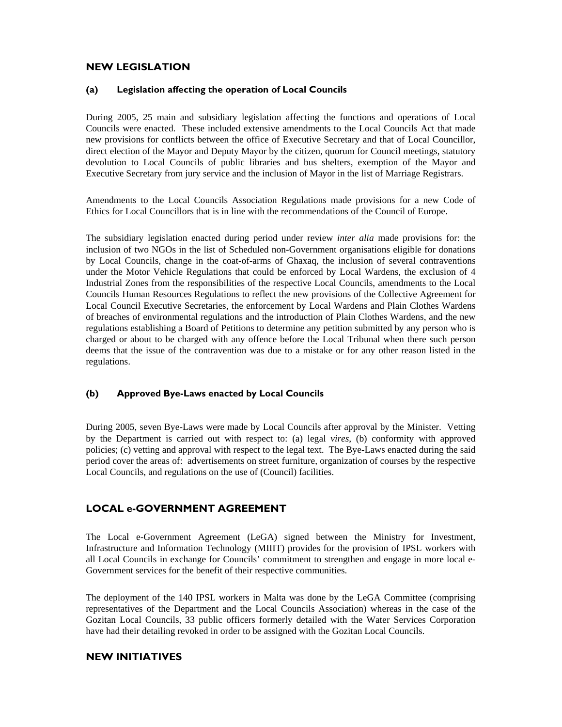## NEW LEGISLATION

### (a) Legislation affecting the operation of Local Councils

During 2005, 25 main and subsidiary legislation affecting the functions and operations of Local Councils were enacted. These included extensive amendments to the Local Councils Act that made new provisions for conflicts between the office of Executive Secretary and that of Local Councillor, direct election of the Mayor and Deputy Mayor by the citizen, quorum for Council meetings, statutory devolution to Local Councils of public libraries and bus shelters, exemption of the Mayor and Executive Secretary from jury service and the inclusion of Mayor in the list of Marriage Registrars.

Amendments to the Local Councils Association Regulations made provisions for a new Code of Ethics for Local Councillors that is in line with the recommendations of the Council of Europe.

The subsidiary legislation enacted during period under review *inter alia* made provisions for: the inclusion of two NGOs in the list of Scheduled non-Government organisations eligible for donations by Local Councils, change in the coat-of-arms of Ghaxaq, the inclusion of several contraventions under the Motor Vehicle Regulations that could be enforced by Local Wardens, the exclusion of 4 Industrial Zones from the responsibilities of the respective Local Councils, amendments to the Local Councils Human Resources Regulations to reflect the new provisions of the Collective Agreement for Local Council Executive Secretaries, the enforcement by Local Wardens and Plain Clothes Wardens of breaches of environmental regulations and the introduction of Plain Clothes Wardens, and the new regulations establishing a Board of Petitions to determine any petition submitted by any person who is charged or about to be charged with any offence before the Local Tribunal when there such person deems that the issue of the contravention was due to a mistake or for any other reason listed in the regulations.

### (b) Approved Bye-Laws enacted by Local Councils

During 2005, seven Bye-Laws were made by Local Councils after approval by the Minister. Vetting by the Department is carried out with respect to: (a) legal *vires*, (b) conformity with approved policies; (c) vetting and approval with respect to the legal text. The Bye-Laws enacted during the said period cover the areas of: advertisements on street furniture, organization of courses by the respective Local Councils, and regulations on the use of (Council) facilities.

## LOCAL e-GOVERNMENT AGREEMENT

The Local e-Government Agreement (LeGA) signed between the Ministry for Investment, Infrastructure and Information Technology (MIIIT) provides for the provision of IPSL workers with all Local Councils in exchange for Councils' commitment to strengthen and engage in more local e-Government services for the benefit of their respective communities.

The deployment of the 140 IPSL workers in Malta was done by the LeGA Committee (comprising representatives of the Department and the Local Councils Association) whereas in the case of the Gozitan Local Councils, 33 public officers formerly detailed with the Water Services Corporation have had their detailing revoked in order to be assigned with the Gozitan Local Councils.

## NEW INITIATIVES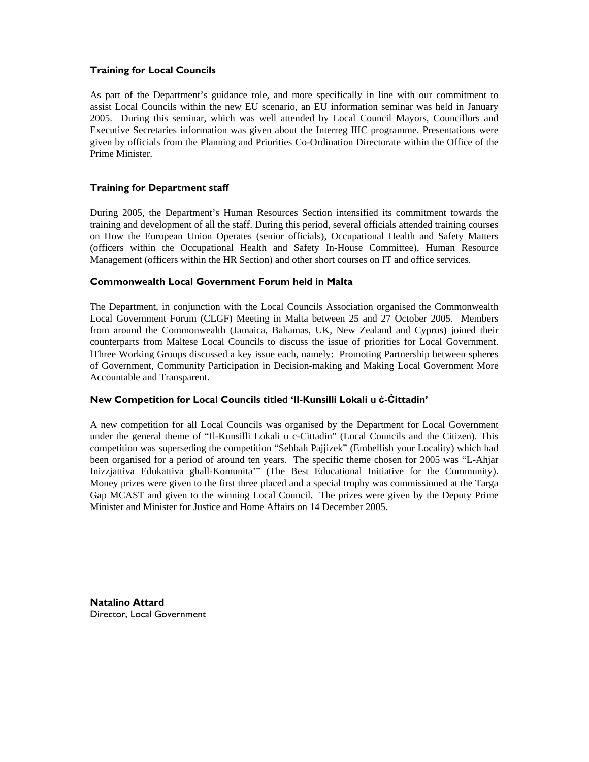### Training for Local Councils

As part of the Department's guidance role, and more specifically in line with our commitment to assist Local Councils within the new EU scenario, an EU information seminar was held in January 2005. During this seminar, which was well attended by Local Council Mayors, Councillors and Executive Secretaries information was given about the Interreg IIIC programme. Presentations were given by officials from the Planning and Priorities Co-Ordination Directorate within the Office of the Prime Minister.

### Training for Department staff

During 2005, the Department's Human Resources Section intensified its commitment towards the training and development of all the staff. During this period, several officials attended training courses on How the European Union Operates (senior officials), Occupational Health and Safety Matters (officers within the Occupational Health and Safety In-House Committee), Human Resource Management (officers within the HR Section) and other short courses on IT and office services.

### Commonwealth Local Government Forum held in Malta

The Department, in conjunction with the Local Councils Association organised the Commonwealth Local Government Forum (CLGF) Meeting in Malta between 25 and 27 October 2005. Members from around the Commonwealth (Jamaica, Bahamas, UK, New Zealand and Cyprus) joined their counterparts from Maltese Local Councils to discuss the issue of priorities for Local Government. lThree Working Groups discussed a key issue each, namely: Promoting Partnership between spheres of Government, Community Participation in Decision-making and Making Local Government More Accountable and Transparent.

### New Competition for Local Councils titled 'Il-Kunsilli Lokali u ċ-Ċittadin'

A new competition for all Local Councils was organised by the Department for Local Government under the general theme of "Il-Kunsilli Lokali u c-Cittadin" (Local Councils and the Citizen). This competition was superseding the competition "Sebbah Pajjizek" (Embellish your Locality) which had been organised for a period of around ten years. The specific theme chosen for 2005 was "L-Ahjar Inizzjattiva Edukattiva ghall-Komunita'" (The Best Educational Initiative for the Community). Money prizes were given to the first three placed and a special trophy was commissioned at the Targa Gap MCAST and given to the winning Local Council. The prizes were given by the Deputy Prime Minister and Minister for Justice and Home Affairs on 14 December 2005.

**Natalino Attard**
Director, Local Government